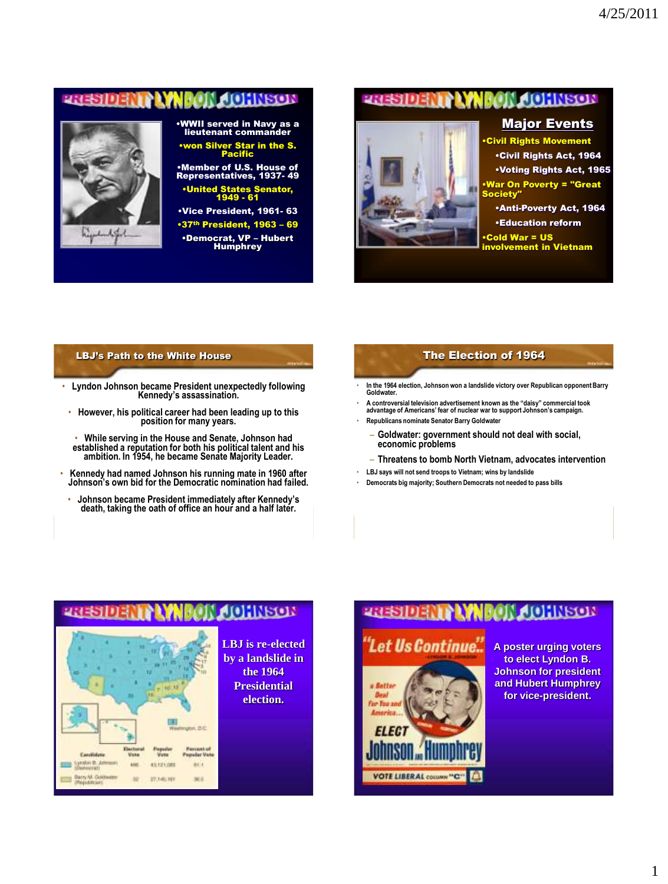## PRESIDENT LYNDON JOHNSON

- WWII served in Navy as a lieutenant commander
- won Silver Star in the S. Pacific
- Member of U.S. House of Representatives, 1937- 49
- United States Senator, 1949 - 61
- Vice President, 1961- 63
- 37th President, 1963 – 69
- Democrat, VP – Hubert Humphrey

## PRESIDENT LYNDON JOHNSON

### Major Events

- Civil Rights Movement
  - Civil Rights Act, 1964
  - Voting Rights Act, 1965
- War On Poverty = "Great Society"
  - Anti-Poverty Act, 1964
  - Education reform
- Cold War = US involvement in Vietnam

## LBJ's Path to the White House

- Lyndon Johnson became President unexpectedly following Kennedy's assassination.
  - However, his political career had been leading up to this position for many years.
    - While serving in the House and Senate, Johnson had established a reputation for both his political talent and his ambition. In 1954, he became Senate Majority Leader.
- Kennedy had named Johnson his running mate in 1960 after Johnson's own bid for the Democratic nomination had failed.
  - Johnson became President immediately after Kennedy's death, taking the oath of office an hour and a half later.

## The Election of 1964

- In the 1964 election, Johnson won a landslide victory over Republican opponent Barry Goldwater.
- A controversial television advertisement known as the "daisy" commercial took advantage of Americans' fear of nuclear war to support Johnson's campaign.
- Republicans nominate Senator Barry Goldwater
  - Goldwater: government should not deal with social, economic problems
  - Threatens to bomb North Vietnam, advocates intervention
- LBJ says will not send troops to Vietnam; wins by landslide
- Democrats big majority; Southern Democrats not needed to pass bills

## PRESIDENT LYNDON JOHNSON

| Candidate | Electoral Vote | Popular Vote | Percent of Popular Vote |
| --- | --- | --- | --- |
| Lyndon B. Johnson (Democrat) | 486 | 43,121,085 | 61.1 |
| Barry M. Goldwater (Republican) | 52 | 27,145,161 | 38.5 |

LBJ is re-elected by a landslide in the 1964 Presidential election.

## PRESIDENT LYNDON JOHNSON

"Let Us Continue" – Lyndon B. Johnson

a Better Deal for You and America...

ELECT Johnson and Humphrey

VOTE LIBERAL column "C"

A poster urging voters to elect Lyndon B. Johnson for president and Hubert Humphrey for vice-president.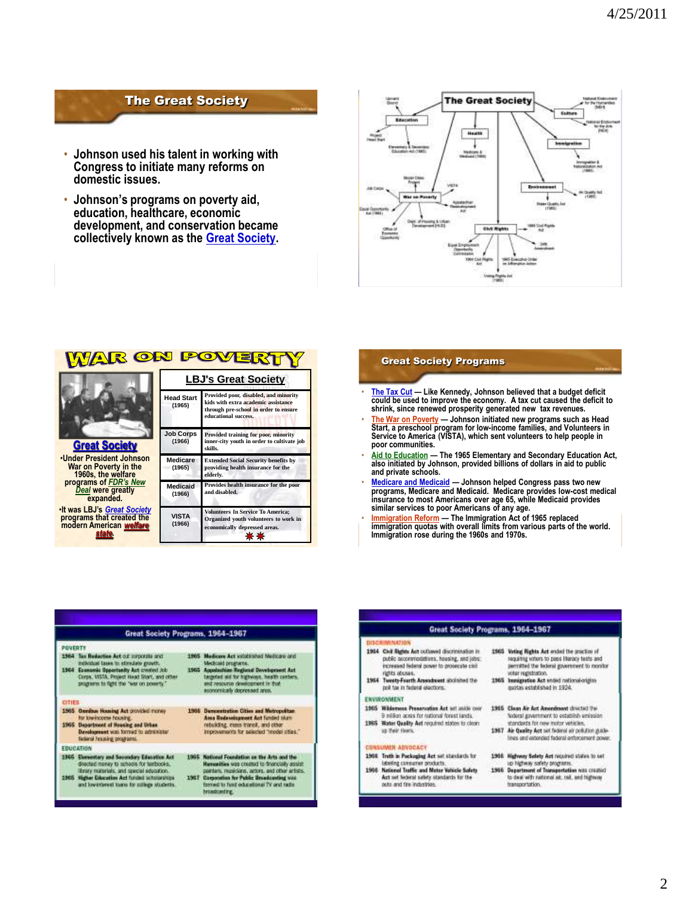## The Great Society

- Johnson used his talent in working with Congress to initiate many reforms on domestic issues.
- Johnson's programs on poverty aid, education, healthcare, economic development, and conservation became collectively known as the Great Society.

## The Great Society

- Education
  - Upward Bound
  - Project Head Start
  - Elementary & Secondary Education Act (1965)
- Health
  - Medicare & Medicaid (1965)
- Culture
  - National Endowment for the Humanities (NEH)
  - National Endowment for the Arts (NEA)
- Immigration
  - Immigration & Naturalization Act (1965)
- War on Poverty
  - Job Corps
  - Model Cities Program
  - VISTA
  - Equal Opportunity Act (1964)
  - Office of Economic Opportunity
  - Dept. of Housing & Urban Development (HUD)
  - Appalachian Redevelopment Act
- Environment
  - Air Quality Act (1965)
  - Water Quality Act (1965)
- Civil Rights
  - 1968 Civil Rights Act
  - 24th Amendment
  - Equal Employment Opportunity Commission
  - 1964 Civil Rights Act
  - 1965 Executive Order on Affirmative Action
  - Voting Rights Act (1965)

## WAR ON POVERTY

**Great Society**

- Under President Johnson War on Poverty in the 1960s, the welfare programs of FDR's New Deal were greatly expanded.
- It was LBJ's Great Society programs that created the modern American welfare state.

| LBJ's Great Society | |
|---|---|
| Head Start (1965) | Provided poor, disabled, and minority kids with extra academic assistance through pre-school in order to ensure educational success. |
| Job Corps (1966) | Provided training for poor, minority inner-city youth in order to cultivate job skills. |
| Medicare (1965) | Extended Social Security benefits by providing health insurance for the elderly. |
| Medicaid (1966) | Provides health insurance for the poor and disabled. |
| VISTA (1966) | Volunteers In Service To America; Organized youth volunteers to work in economically depressed areas. |

## Great Society Programs

- The Tax Cut — Like Kennedy, Johnson believed that a budget deficit could be used to improve the economy. A tax cut caused the deficit to shrink, since renewed prosperity generated new tax revenues.
- The War on Poverty — Johnson initiated new programs such as Head Start, a preschool program for low-income families, and Volunteers in Service to America (VISTA), which sent volunteers to help people in poor communities.
- Aid to Education — The 1965 Elementary and Secondary Education Act, also initiated by Johnson, provided billions of dollars in aid to public and private schools.
- Medicare and Medicaid — Johnson helped Congress pass two new programs, Medicare and Medicaid. Medicare provides low-cost medical insurance to most Americans over age 65, while Medicaid provides similar services to poor Americans of any age.
- Immigration Reform — The Immigration Act of 1965 replaced immigration quotas with overall limits from various parts of the world. Immigration rose during the 1960s and 1970s.

## Great Society Programs, 1964–1967

**POVERTY**

- **1964 Tax Reduction Act** cut corporate and individual taxes to stimulate growth.
- **1964 Economic Opportunity Act** created Job Corps, VISTA, Project Head Start, and other programs to fight the "war on poverty."
- **1965 Medicare Act** established Medicare and Medicaid programs.
- **1965 Appalachian Regional Development Act** targeted aid for highways, health centers, and resource development in that economically depressed area.

**CITIES**

- **1965 Omnibus Housing Act** provided money for low-income housing.
- **1965 Department of Housing and Urban Development** was formed to administer federal housing programs.
- **1966 Demonstration Cities and Metropolitan Area Redevelopment Act** funded slum rebuilding, mass transit, and other improvements for selected "model cities."

**EDUCATION**

- **1965 Elementary and Secondary Education Act** directed money to schools for textbooks, library materials, and special education.
- **1965 Higher Education Act** funded scholarships and low-interest loans for college students.
- **1965 National Foundation on the Arts and the Humanities** was created to financially assist painters, musicians, actors, and other artists.
- **1967 Corporation for Public Broadcasting** was formed to fund educational TV and radio broadcasting.

## Great Society Programs, 1964–1967

**DISCRIMINATION**

- **1964 Civil Rights Act** outlawed discrimination in public accommodations, housing, and jobs; increased federal power to prosecute civil rights abuses.
- **1964 Twenty-Fourth Amendment** abolished the poll tax in federal elections.
- **1965 Voting Rights Act** ended the practice of requiring voters to pass literacy tests and permitted the federal government to monitor voter registration.
- **1965 Immigration Act** ended national-origins quotas established in 1924.

**ENVIRONMENT**

- **1965 Wilderness Preservation Act** set aside over 9 million acres for national forest lands.
- **1965 Water Quality Act** required states to clean up their rivers.
- **1965 Clean Air Act Amendment** directed the federal government to establish emission standards for new motor vehicles.
- **1967 Air Quality Act** set federal air pollution guidelines and extended federal enforcement power.

**CONSUMER ADVOCACY**

- **1966 Truth in Packaging Act** set standards for labeling consumer products.
- **1966 National Traffic and Motor Vehicle Safety Act** set federal safety standards for the auto and tire industries.
- **1966 Highway Safety Act** required states to set up highway safety programs.
- **1966 Department of Transportation** was created to deal with national air, rail, and highway transportation.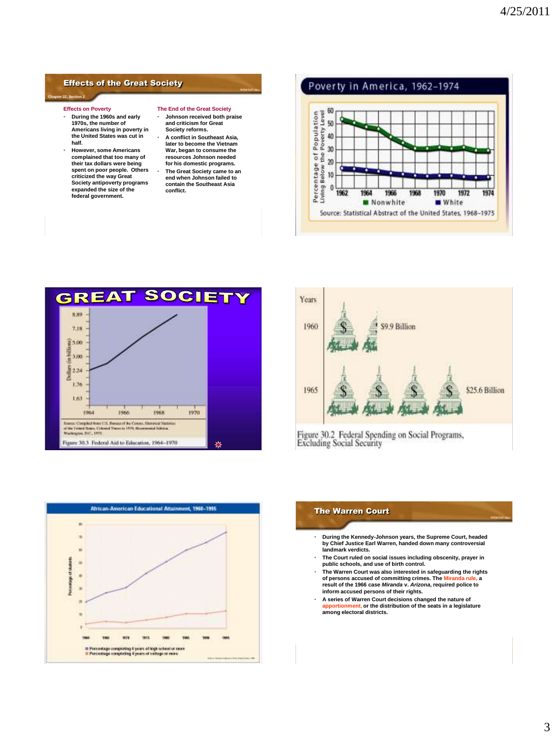## Effects of the Great Society

Chapter 22, Section 2

**Effects on Poverty**

- During the 1960s and early 1970s, the number of Americans living in poverty in the United States was cut in half.
- However, some Americans complained that too many of their tax dollars were being spent on poor people. Others criticized the way Great Society antipoverty programs expanded the size of the federal government.

**The End of the Great Society**

- Johnson received both praise and criticism for Great Society reforms.
- A conflict in Southeast Asia, later to become the Vietnam War, began to consume the resources Johnson needed for his domestic programs.
- The Great Society came to an end when Johnson failed to contain the Southeast Asia conflict.

## Poverty in America, 1962–1974

Percentage of Population Living Below the Poverty Level

Nonwhite | White

Source: Statistical Abstract of the United States, 1968–1975

## GREAT SOCIETY

Dollars (in billions): 8.89, 7.18, 5.00, 3.00, 2.24, 1.76, 1.63

1964, 1966, 1968, 1970

Source: Compiled from U.S. Bureau of the Census, Historical Statistics of the United States, Colonial Times to 1970, Bicentennial Edition, Washington, D.C., 1975

Figure 30.3 Federal Aid to Education, 1964–1970

Years

1960 — $9.9 Billion

1965 — $25.6 Billion

Figure 30.2 Federal Spending on Social Programs, Excluding Social Security

## African-American Educational Attainment, 1960–1995

Percentage of students

Percentage completing 4 years of high school or more

Percentage completing 4 years of college or more

## The Warren Court

- During the Kennedy-Johnson years, the Supreme Court, headed by Chief Justice Earl Warren, handed down many controversial landmark verdicts.
- The Court ruled on social issues including obscenity, prayer in public schools, and use of birth control.
- The Warren Court was also interested in safeguarding the rights of persons accused of committing crimes. The Miranda rule, a result of the 1966 case *Miranda* v. *Arizona*, required police to inform accused persons of their rights.
- A series of Warren Court decisions changed the nature of apportionment, or the distribution of the seats in a legislature among electoral districts.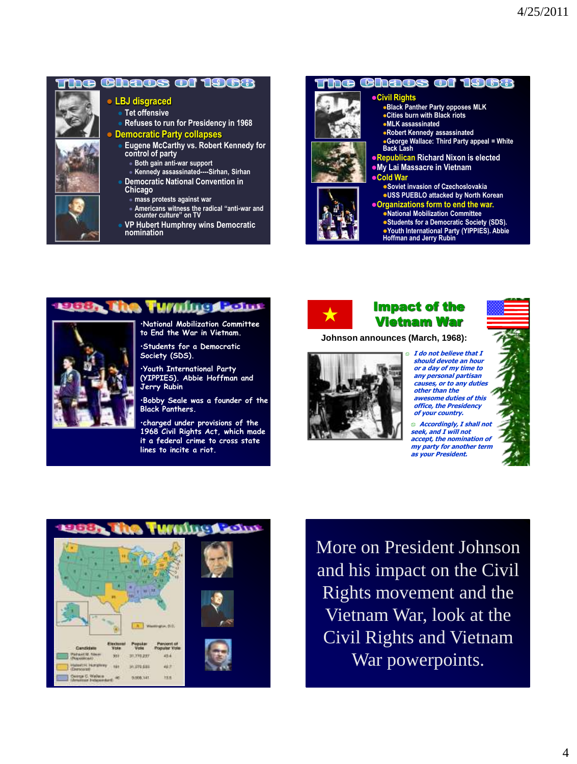## The Chaos of 1968

- LBJ disgraced
  - Tet offensive
  - Refuses to run for Presidency in 1968
- Democratic Party collapses
  - Eugene McCarthy vs. Robert Kennedy for control of party
    - Both gain anti-war support
    - Kennedy assassinated----Sirhan, Sirhan
  - Democratic National Convention in Chicago
    - mass protests against war
    - Americans witness the radical "anti-war and counter culture" on TV
  - VP Hubert Humphrey wins Democratic nomination

## The Chaos of 1968

- Civil Rights
  - Black Panther Party opposes MLK
  - Cities burn with Black riots
  - MLK assassinated
  - Robert Kennedy assassinated
  - George Wallace: Third Party appeal = White Back Lash
- Republican Richard Nixon is elected
- My Lai Massacre in Vietnam
- Cold War
  - Soviet invasion of Czechoslovakia
  - USS PUEBLO attacked by North Korean
- Organizations form to end the war.
  - National Mobilization Committee
  - Students for a Democratic Society (SDS).
  - Youth International Party (YIPPIES). Abbie Hoffman and Jerry Rubin

## 1968, The Turning Point

·National Mobilization Committee to End the War in Vietnam.

·Students for a Democratic Society (SDS).

·Youth International Party (YIPPIES). Abbie Hoffman and Jerry Rubin

·Bobby Seale was a founder of the Black Panthers.

·charged under provisions of the 1968 Civil Rights Act, which made it a federal crime to cross state lines to incite a riot.

## Impact of the Vietnam War

**Johnson announces (March, 1968):**

- *I do not believe that I should devote an hour or a day of my time to any personal partisan causes, or to any duties other than the awesome duties of this office, the Presidency of your country.*
- *Accordingly, I shall not seek, and I will not accept, the nomination of my party for another term as your President.*

## 1968, The Turning Point

Washington, D.C.

| Candidate | Electoral Vote | Popular Vote | Percent of Popular Vote |
|---|---|---|---|
| Richard M. Nixon (Republican) | 301 | 31,770,237 | 43.4 |
| Hubert H. Humphrey (Democrat) | 191 | 31,270,533 | 42.7 |
| George C. Wallace (American Independent) | 46 | 9,906,141 | 13.5 |

More on President Johnson and his impact on the Civil Rights movement and the Vietnam War, look at the Civil Rights and Vietnam War powerpoints.